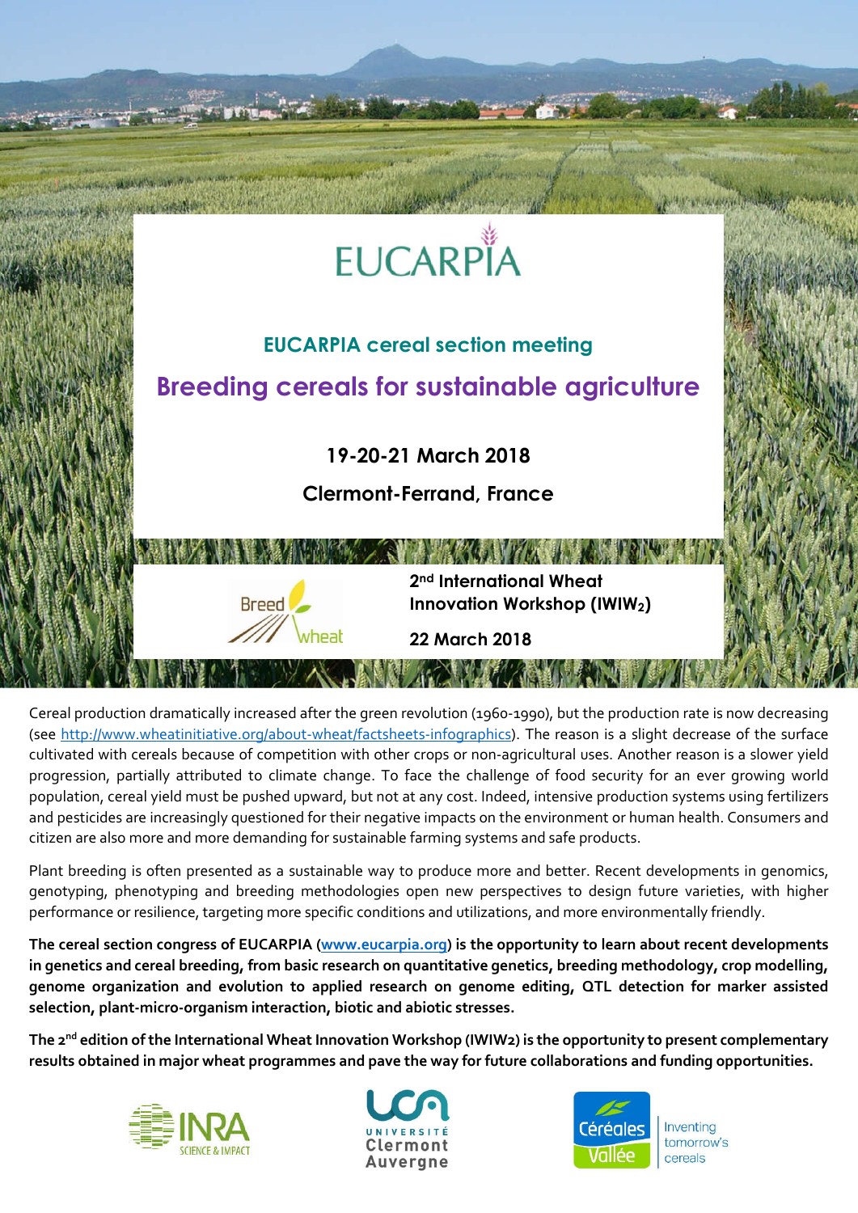# EUCARPIA

## EUCARPIA cereal section meeting

# Breeding cereals for sustainable agriculture

**19-20-21 March 2018**

**Clermont-Ferrand, France**

Breed Wheat

**2nd International Wheat Innovation Workshop ($IWIW_2$)**

**22 March 2018**

Cereal production dramatically increased after the green revolution (1960-1990), but the production rate is now decreasing (see http://www.wheatinitiative.org/about-wheat/factsheets-infographics). The reason is a slight decrease of the surface cultivated with cereals because of competition with other crops or non-agricultural uses. Another reason is a slower yield progression, partially attributed to climate change. To face the challenge of food security for an ever growing world population, cereal yield must be pushed upward, but not at any cost. Indeed, intensive production systems using fertilizers and pesticides are increasingly questioned for their negative impacts on the environment or human health. Consumers and citizen are also more and more demanding for sustainable farming systems and safe products.

Plant breeding is often presented as a sustainable way to produce more and better. Recent developments in genomics, genotyping, phenotyping and breeding methodologies open new perspectives to design future varieties, with higher performance or resilience, targeting more specific conditions and utilizations, and more environmentally friendly.

**The cereal section congress of EUCARPIA (www.eucarpia.org) is the opportunity to learn about recent developments in genetics and cereal breeding, from basic research on quantitative genetics, breeding methodology, crop modelling, genome organization and evolution to applied research on genome editing, QTL detection for marker assisted selection, plant-micro-organism interaction, biotic and abiotic stresses.**

**The 2nd edition of the International Wheat Innovation Workshop (IWIW2) is the opportunity to present complementary results obtained in major wheat programmes and pave the way for future collaborations and funding opportunities.**

INRA SCIENCE & IMPACT

UCA Université Clermont Auvergne

Céréales Vallée — Inventing tomorrow's cereals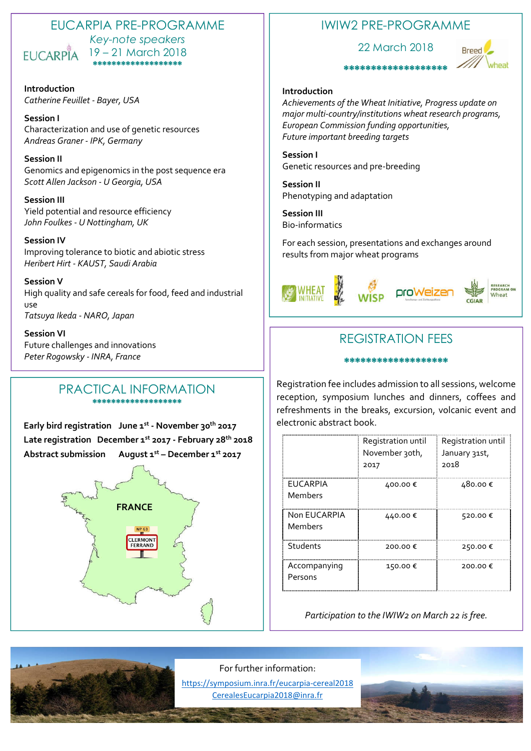## EUCARPIA PRE-PROGRAMME

*Key-note speakers*

19 – 21 March 2018

*******************

**Introduction**
*Catherine Feuillet - Bayer, USA*

**Session I**
Characterization and use of genetic resources
*Andreas Graner - IPK, Germany*

**Session II**
Genomics and epigenomics in the post sequence era
*Scott Allen Jackson - U Georgia, USA*

**Session III**
Yield potential and resource efficiency
*John Foulkes - U Nottingham, UK*

**Session IV**
Improving tolerance to biotic and abiotic stress
*Heribert Hirt - KAUST, Saudi Arabia*

**Session V**
High quality and safe cereals for food, feed and industrial use
*Tatsuya Ikeda - NARO, Japan*

**Session VI**
Future challenges and innovations
*Peter Rogowsky - INRA, France*

## PRACTICAL INFORMATION

*******************

**Early bird registration** **June 1st - November 30th 2017**

**Late registration** **December 1st 2017 - February 28th 2018**

**Abstract submission** **August 1st – December 1st 2017**

FRANCE

NP 63

CLERMONT FERRAND

## IWIW2 PRE-PROGRAMME

22 March 2018

*******************

**Introduction**
*Achievements of the Wheat Initiative, Progress update on major multi-country/institutions wheat research programs,*
*European Commission funding opportunities,*
*Future important breeding targets*

**Session I**
Genetic resources and pre-breeding

**Session II**
Phenotyping and adaptation

**Session III**
Bio-informatics

For each session, presentations and exchanges around results from major wheat programs

## REGISTRATION FEES

*******************

Registration fee includes admission to all sessions, welcome reception, symposium lunches and dinners, coffees and refreshments in the breaks, excursion, volcanic event and electronic abstract book.

| | Registration until November 30th, 2017 | Registration until January 31st, 2018 |
|---|---|---|
| EUCARPIA Members | 400.00 € | 480.00 € |
| Non EUCARPIA Members | 440.00 € | 520.00 € |
| Students | 200.00 € | 250.00 € |
| Accompanying Persons | 150.00 € | 200.00 € |

*Participation to the IWIW2 on March 22 is free.*

For further information:
https://symposium.inra.fr/eucarpia-cereal2018
CerealesEucarpia2018@inra.fr